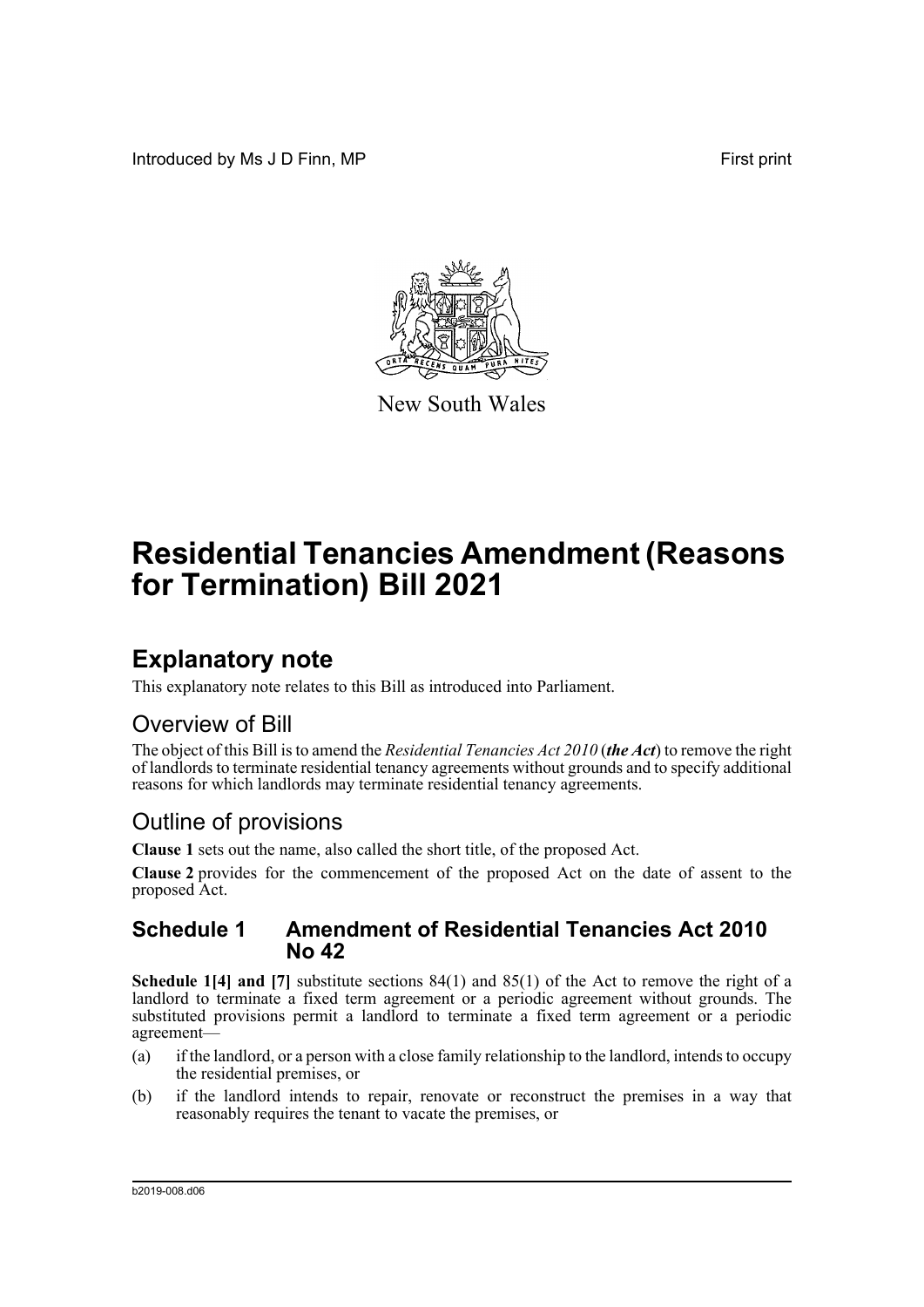Introduced by Ms J D Finn, MP

First print

New South Wales

# Residential Tenancies Amendment (Reasons for Termination) Bill 2021

## Explanatory note

This explanatory note relates to this Bill as introduced into Parliament.

## Overview of Bill

The object of this Bill is to amend the *Residential Tenancies Act 2010* (***the Act***) to remove the right of landlords to terminate residential tenancy agreements without grounds and to specify additional reasons for which landlords may terminate residential tenancy agreements.

## Outline of provisions

**Clause 1** sets out the name, also called the short title, of the proposed Act.

**Clause 2** provides for the commencement of the proposed Act on the date of assent to the proposed Act.

### Schedule 1 Amendment of Residential Tenancies Act 2010 No 42

**Schedule 1[4] and [7]** substitute sections 84(1) and 85(1) of the Act to remove the right of a landlord to terminate a fixed term agreement or a periodic agreement without grounds. The substituted provisions permit a landlord to terminate a fixed term agreement or a periodic agreement—

(a) if the landlord, or a person with a close family relationship to the landlord, intends to occupy the residential premises, or

(b) if the landlord intends to repair, renovate or reconstruct the premises in a way that reasonably requires the tenant to vacate the premises, or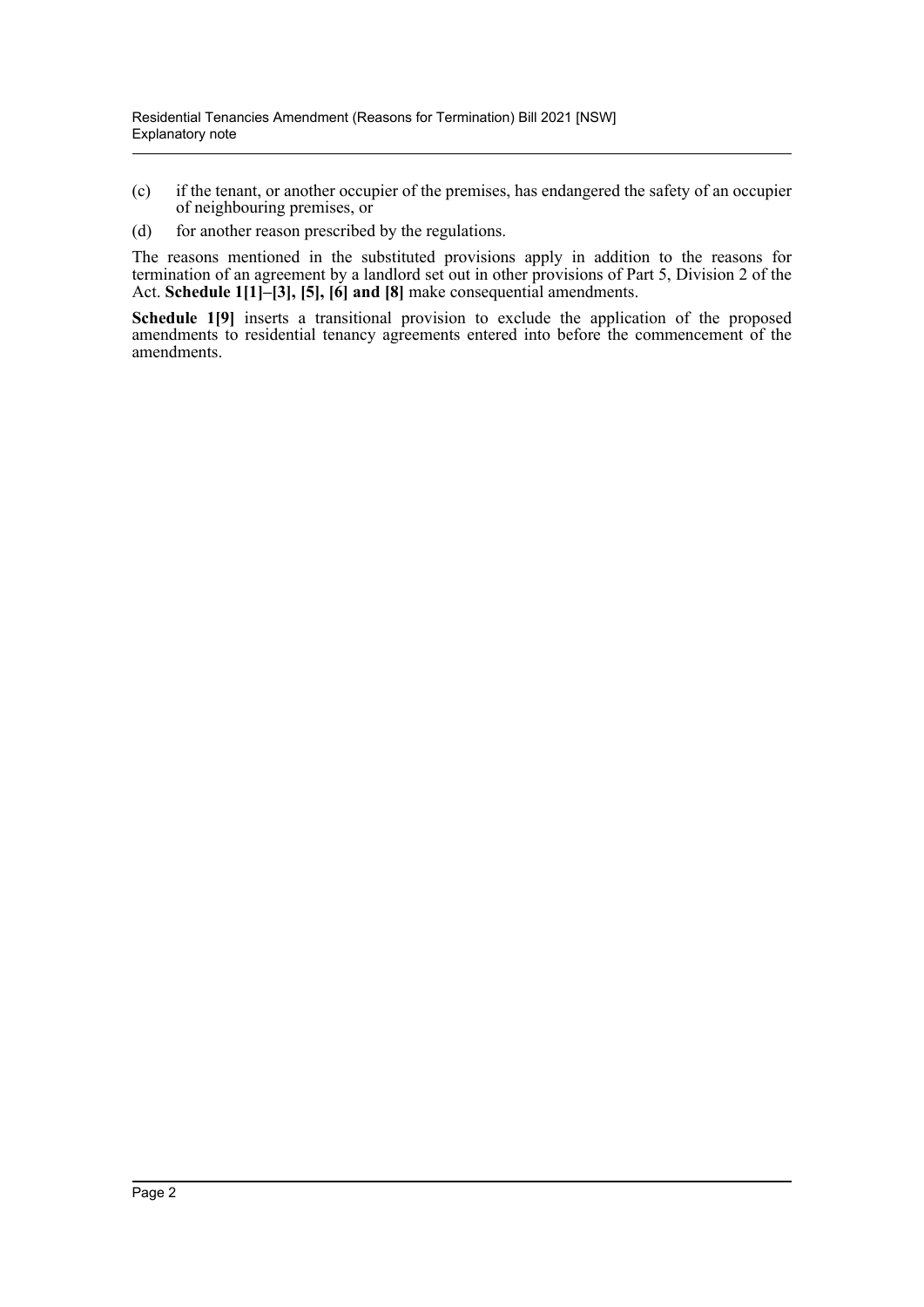(c) if the tenant, or another occupier of the premises, has endangered the safety of an occupier of neighbouring premises, or

(d) for another reason prescribed by the regulations.

The reasons mentioned in the substituted provisions apply in addition to the reasons for termination of an agreement by a landlord set out in other provisions of Part 5, Division 2 of the Act. **Schedule 1[1]–[3], [5], [6] and [8]** make consequential amendments.

**Schedule 1[9]** inserts a transitional provision to exclude the application of the proposed amendments to residential tenancy agreements entered into before the commencement of the amendments.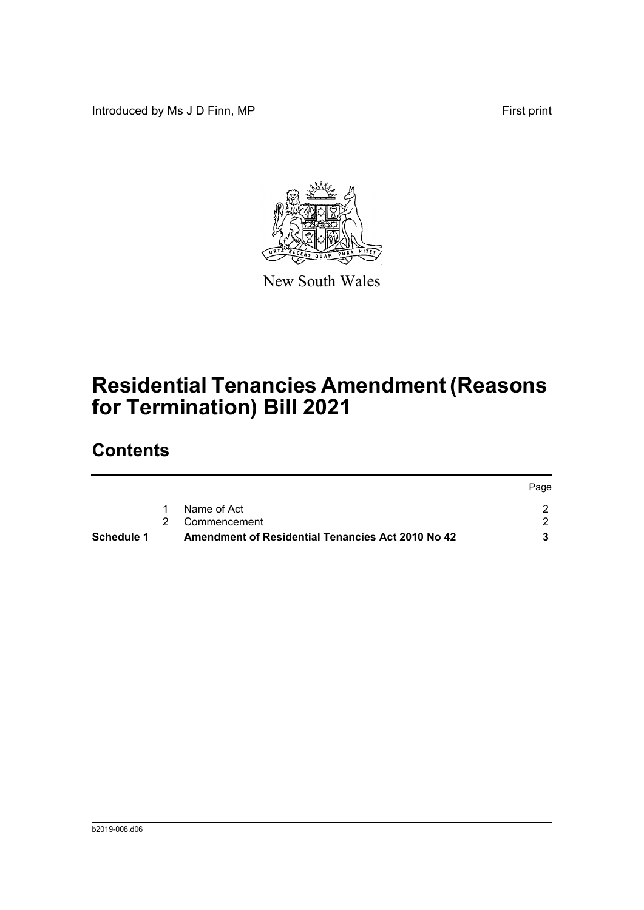Introduced by Ms J D Finn, MP

First print

New South Wales

# Residential Tenancies Amendment (Reasons for Termination) Bill 2021

## Contents

| | | | Page |
|---|---|---|---|
| | 1 | Name of Act | 2 |
| | 2 | Commencement | 2 |
| **Schedule 1** | | **Amendment of Residential Tenancies Act 2010 No 42** | **3** |

b2019-008.d06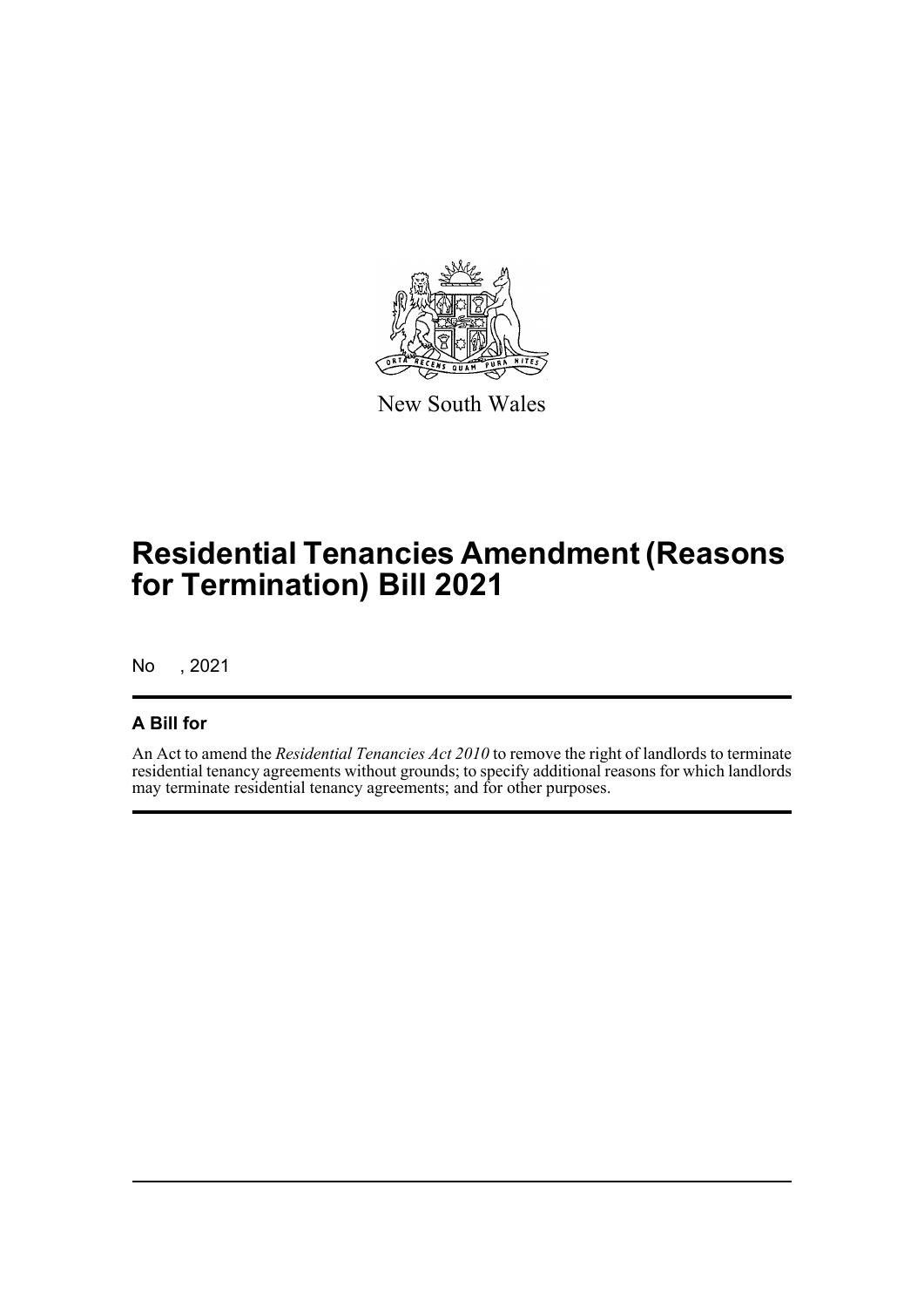New South Wales

# Residential Tenancies Amendment (Reasons for Termination) Bill 2021

No , 2021

## A Bill for

An Act to amend the *Residential Tenancies Act 2010* to remove the right of landlords to terminate residential tenancy agreements without grounds; to specify additional reasons for which landlords may terminate residential tenancy agreements; and for other purposes.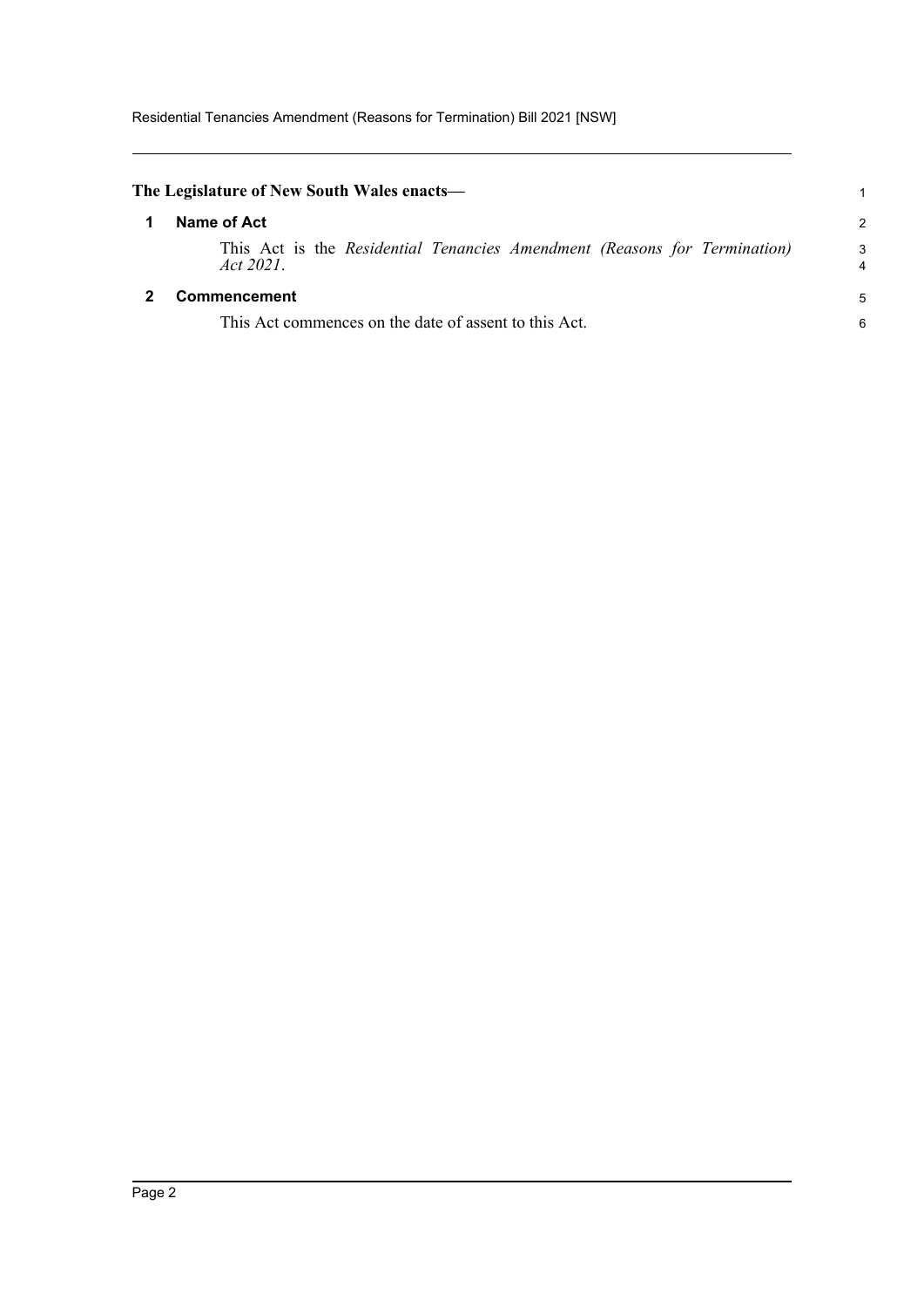**The Legislature of New South Wales enacts—**

## 1 Name of Act

This Act is the *Residential Tenancies Amendment (Reasons for Termination) Act 2021*.

## 2 Commencement

This Act commences on the date of assent to this Act.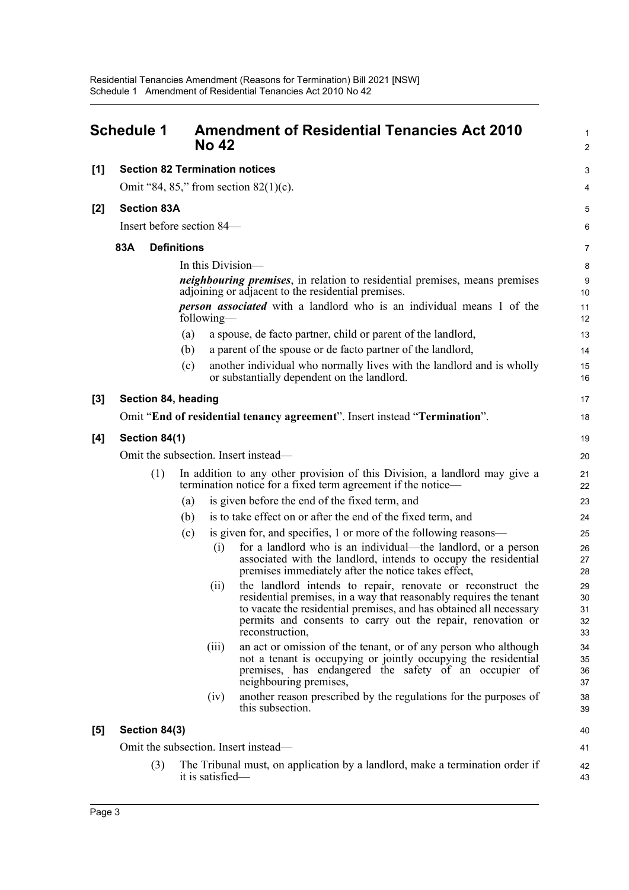# Schedule 1 Amendment of Residential Tenancies Act 2010 No 42

**[1] Section 82 Termination notices**

Omit "84, 85," from section 82(1)(c).

**[2] Section 83A**

Insert before section 84—

**83A Definitions**

In this Division—

***neighbouring premises***, in relation to residential premises, means premises adjoining or adjacent to the residential premises.

***person associated*** with a landlord who is an individual means 1 of the following—

(a) a spouse, de facto partner, child or parent of the landlord,

(b) a parent of the spouse or de facto partner of the landlord,

(c) another individual who normally lives with the landlord and is wholly or substantially dependent on the landlord.

**[3] Section 84, heading**

Omit "**End of residential tenancy agreement**". Insert instead "**Termination**".

**[4] Section 84(1)**

Omit the subsection. Insert instead—

(1) In addition to any other provision of this Division, a landlord may give a termination notice for a fixed term agreement if the notice—

(a) is given before the end of the fixed term, and

(b) is to take effect on or after the end of the fixed term, and

(c) is given for, and specifies, 1 or more of the following reasons—

(i) for a landlord who is an individual—the landlord, or a person associated with the landlord, intends to occupy the residential premises immediately after the notice takes effect,

(ii) the landlord intends to repair, renovate or reconstruct the residential premises, in a way that reasonably requires the tenant to vacate the residential premises, and has obtained all necessary permits and consents to carry out the repair, renovation or reconstruction,

(iii) an act or omission of the tenant, or of any person who although not a tenant is occupying or jointly occupying the residential premises, has endangered the safety of an occupier of neighbouring premises,

(iv) another reason prescribed by the regulations for the purposes of this subsection.

**[5] Section 84(3)**

Omit the subsection. Insert instead—

(3) The Tribunal must, on application by a landlord, make a termination order if it is satisfied—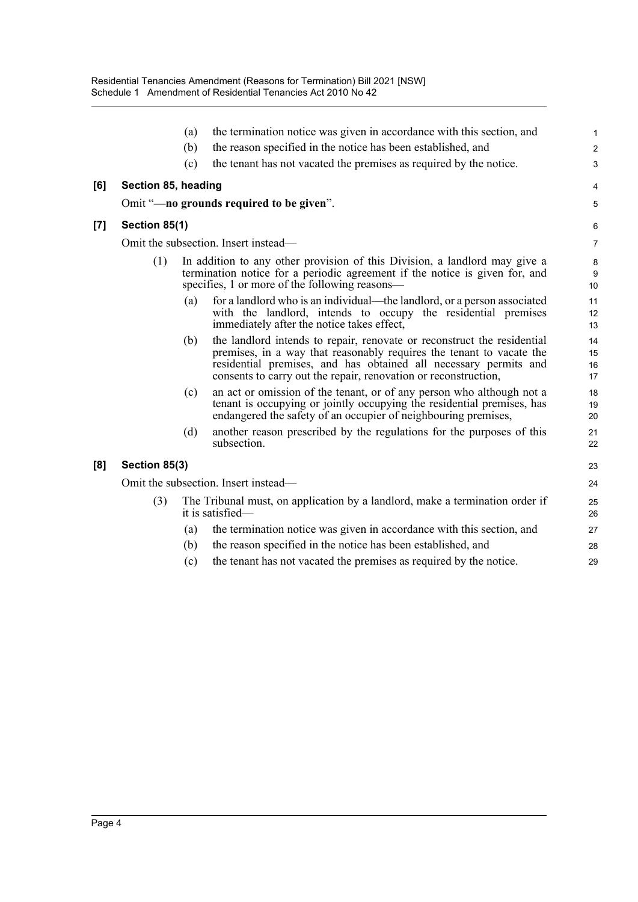(a) the termination notice was given in accordance with this section, and

(b) the reason specified in the notice has been established, and

(c) the tenant has not vacated the premises as required by the notice.

**[6] Section 85, heading**

Omit "**—no grounds required to be given**".

**[7] Section 85(1)**

Omit the subsection. Insert instead—

(1) In addition to any other provision of this Division, a landlord may give a termination notice for a periodic agreement if the notice is given for, and specifies, 1 or more of the following reasons—

(a) for a landlord who is an individual—the landlord, or a person associated with the landlord, intends to occupy the residential premises immediately after the notice takes effect,

(b) the landlord intends to repair, renovate or reconstruct the residential premises, in a way that reasonably requires the tenant to vacate the residential premises, and has obtained all necessary permits and consents to carry out the repair, renovation or reconstruction,

(c) an act or omission of the tenant, or of any person who although not a tenant is occupying or jointly occupying the residential premises, has endangered the safety of an occupier of neighbouring premises,

(d) another reason prescribed by the regulations for the purposes of this subsection.

**[8] Section 85(3)**

Omit the subsection. Insert instead—

(3) The Tribunal must, on application by a landlord, make a termination order if it is satisfied—

(a) the termination notice was given in accordance with this section, and

(b) the reason specified in the notice has been established, and

(c) the tenant has not vacated the premises as required by the notice.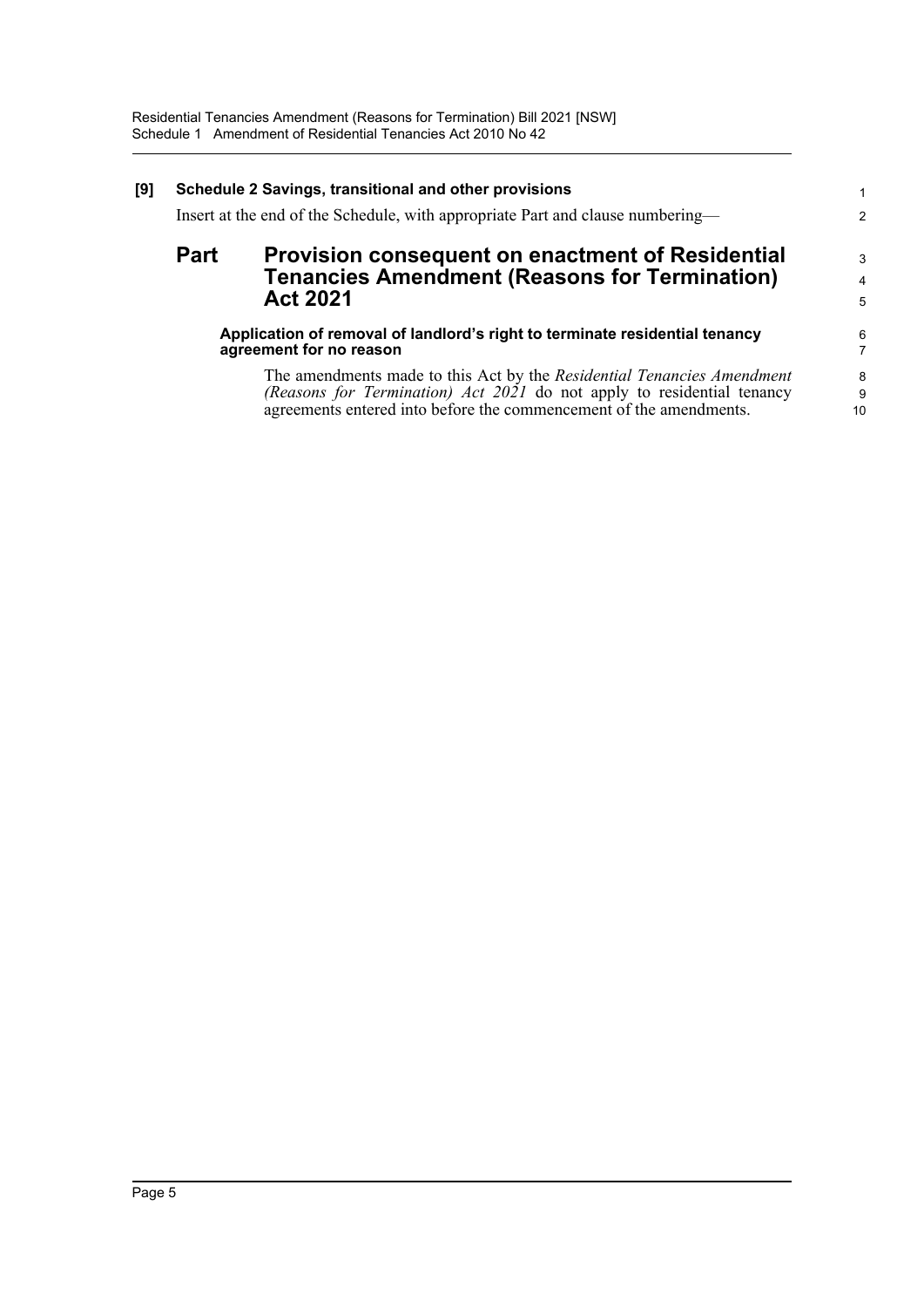**[9] Schedule 2 Savings, transitional and other provisions**

Insert at the end of the Schedule, with appropriate Part and clause numbering—

## Part Provision consequent on enactment of Residential Tenancies Amendment (Reasons for Termination) Act 2021

**Application of removal of landlord's right to terminate residential tenancy agreement for no reason**

The amendments made to this Act by the *Residential Tenancies Amendment (Reasons for Termination) Act 2021* do not apply to residential tenancy agreements entered into before the commencement of the amendments.